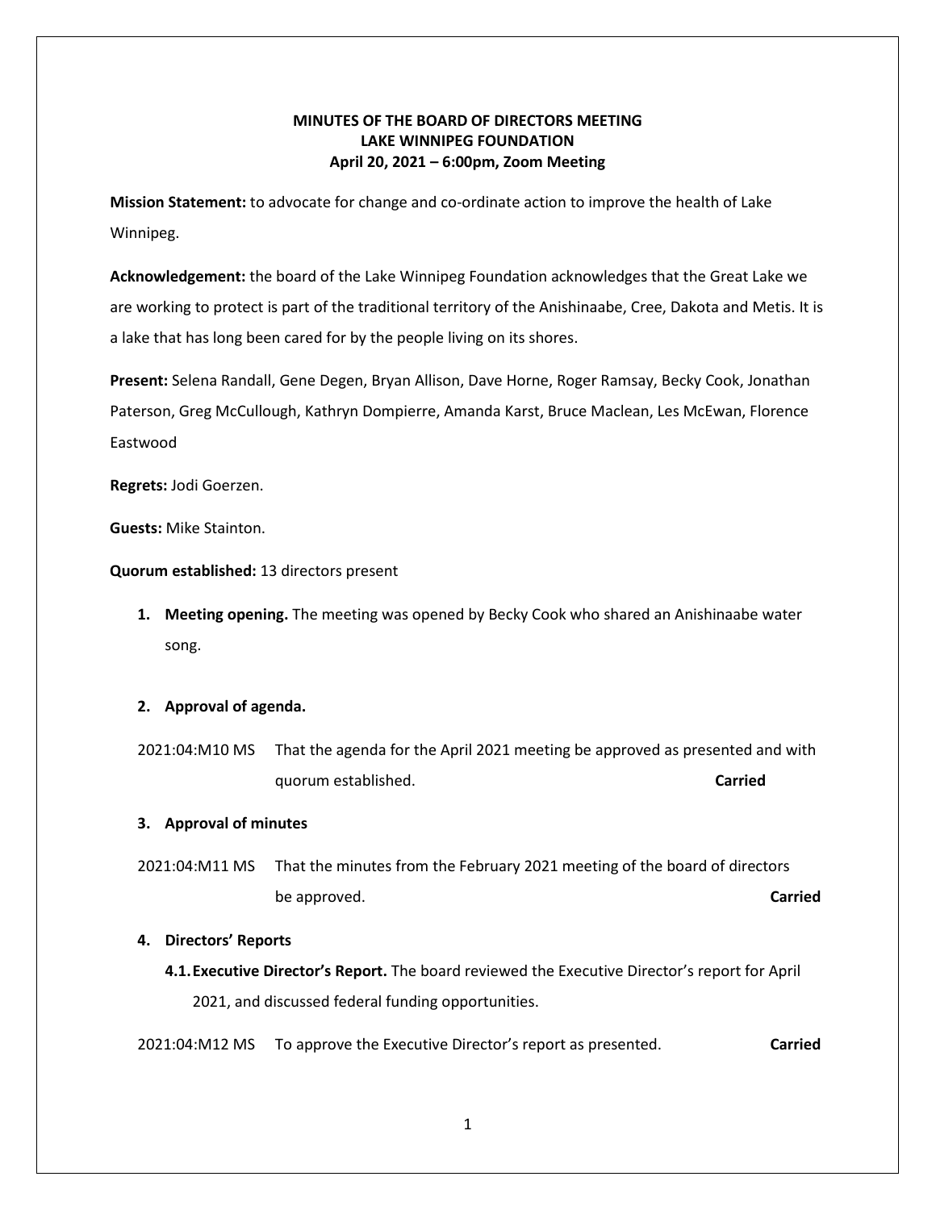# MINUTES OF THE BOARD OF DIRECTORS MEETING
## LAKE WINNIPEG FOUNDATION
### April 20, 2021 – 6:00pm, Zoom Meeting

**Mission Statement:** to advocate for change and co-ordinate action to improve the health of Lake Winnipeg.

**Acknowledgement:** the board of the Lake Winnipeg Foundation acknowledges that the Great Lake we are working to protect is part of the traditional territory of the Anishinaabe, Cree, Dakota and Metis. It is a lake that has long been cared for by the people living on its shores.

**Present:** Selena Randall, Gene Degen, Bryan Allison, Dave Horne, Roger Ramsay, Becky Cook, Jonathan Paterson, Greg McCullough, Kathryn Dompierre, Amanda Karst, Bruce Maclean, Les McEwan, Florence Eastwood

**Regrets:** Jodi Goerzen.

**Guests:** Mike Stainton.

**Quorum established:** 13 directors present

1. **Meeting opening.** The meeting was opened by Becky Cook who shared an Anishinaabe water song.

2. **Approval of agenda.**

2021:04:M10 MS That the agenda for the April 2021 meeting be approved as presented and with quorum established. **Carried**

3. **Approval of minutes**

2021:04:M11 MS That the minutes from the February 2021 meeting of the board of directors be approved. **Carried**

4. **Directors' Reports**

   4.1. **Executive Director's Report.** The board reviewed the Executive Director's report for April 2021, and discussed federal funding opportunities.

2021:04:M12 MS To approve the Executive Director's report as presented. **Carried**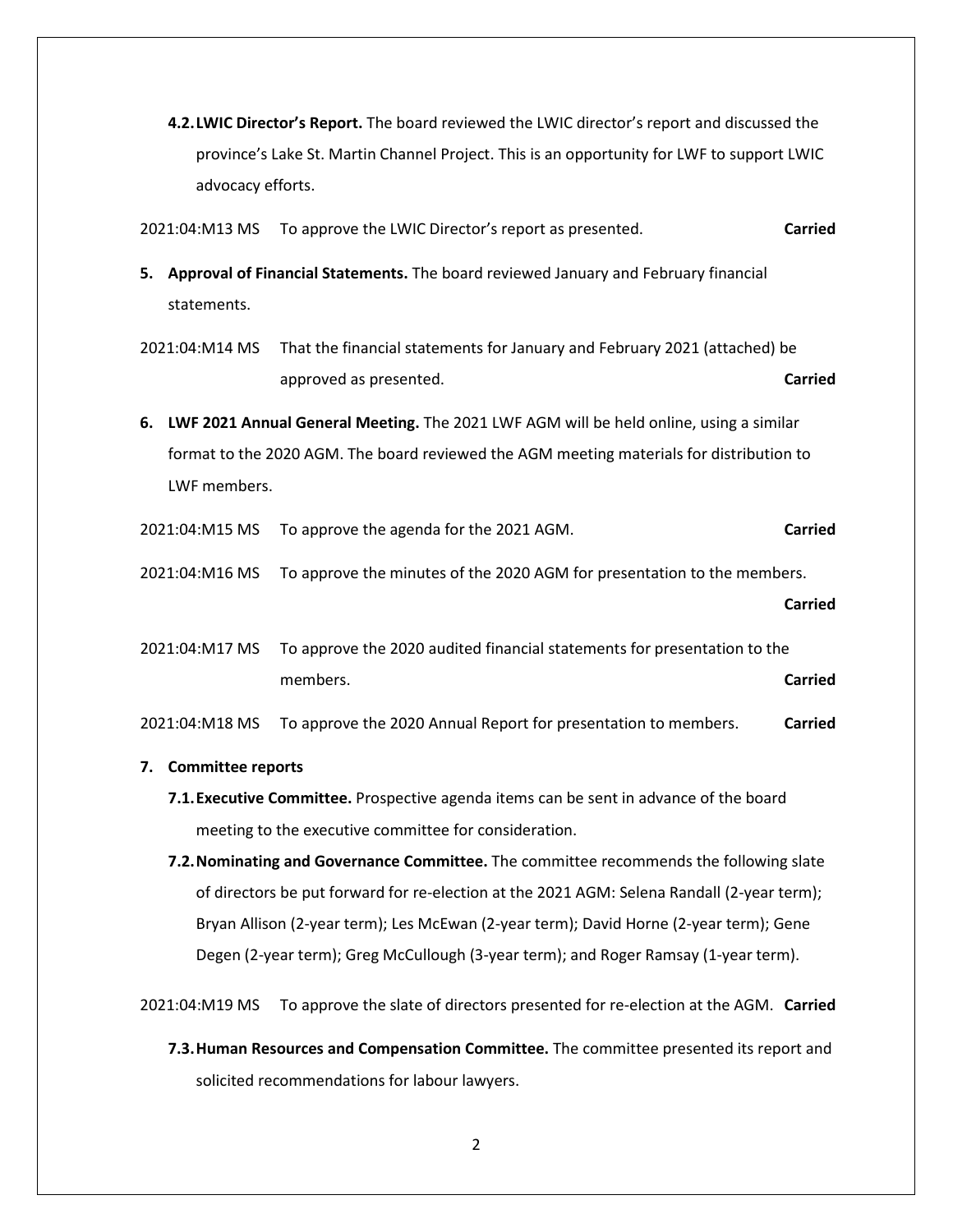**4.2. LWIC Director's Report.** The board reviewed the LWIC director's report and discussed the province's Lake St. Martin Channel Project. This is an opportunity for LWF to support LWIC advocacy efforts.

2021:04:M13 MS To approve the LWIC Director's report as presented. **Carried**

**5. Approval of Financial Statements.** The board reviewed January and February financial statements.

2021:04:M14 MS That the financial statements for January and February 2021 (attached) be approved as presented. **Carried**

**6. LWF 2021 Annual General Meeting.** The 2021 LWF AGM will be held online, using a similar format to the 2020 AGM. The board reviewed the AGM meeting materials for distribution to LWF members.

2021:04:M15 MS To approve the agenda for the 2021 AGM. **Carried**

2021:04:M16 MS To approve the minutes of the 2020 AGM for presentation to the members. **Carried**

2021:04:M17 MS To approve the 2020 audited financial statements for presentation to the members. **Carried**

2021:04:M18 MS To approve the 2020 Annual Report for presentation to members. **Carried**

**7. Committee reports**

**7.1. Executive Committee.** Prospective agenda items can be sent in advance of the board meeting to the executive committee for consideration.

**7.2. Nominating and Governance Committee.** The committee recommends the following slate of directors be put forward for re-election at the 2021 AGM: Selena Randall (2-year term); Bryan Allison (2-year term); Les McEwan (2-year term); David Horne (2-year term); Gene Degen (2-year term); Greg McCullough (3-year term); and Roger Ramsay (1-year term).

2021:04:M19 MS To approve the slate of directors presented for re-election at the AGM. **Carried**

**7.3. Human Resources and Compensation Committee.** The committee presented its report and solicited recommendations for labour lawyers.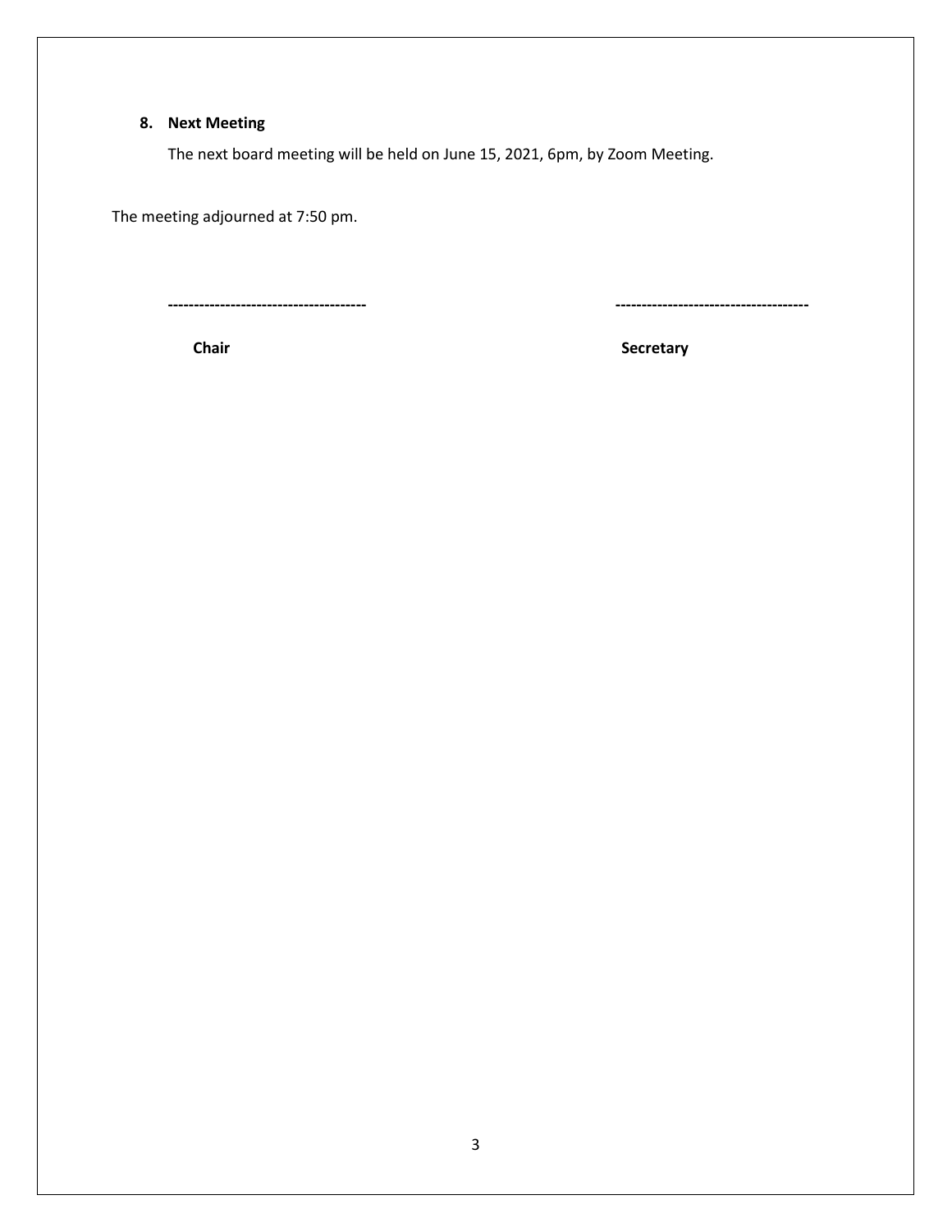## 8. Next Meeting

The next board meeting will be held on June 15, 2021, 6pm, by Zoom Meeting.

The meeting adjourned at 7:50 pm.

| | |
|---|---|
| ------------------------------------- | ------------------------------------ |
| **Chair** | **Secretary** |